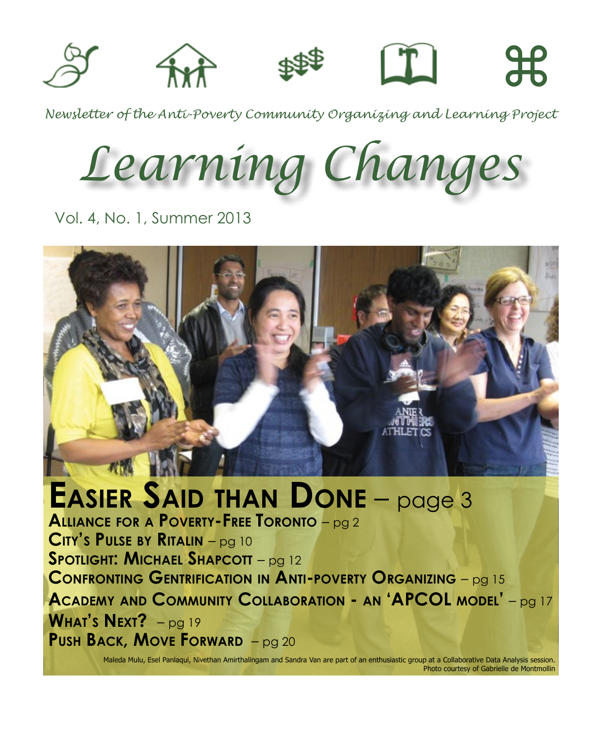*Newsletter of the Anti-Poverty Community Organizing and Learning Project*

# *Learning Changes*

Vol. 4, No. 1, Summer 2013

## **Easier Said than Done** – page 3

**Alliance for a Poverty-Free Toronto** – pg 2

**City's Pulse by Ritalin** – pg 10

**Spotlight: Michael Shapcott** – pg 12

**Confronting Gentrification in Anti-poverty Organizing** – pg 15

**Academy and Community Collaboration - an 'APCOL model'** – pg 17

**What's Next?** – pg 19

**Push Back, Move Forward** – pg 20

Maleda Mulu, Esel Panlaqui, Nivethan Amirthalingam and Sandra Van are part of an enthusiastic group at a Collaborative Data Analysis session. Photo courtesy of Gabrielle de Montmollin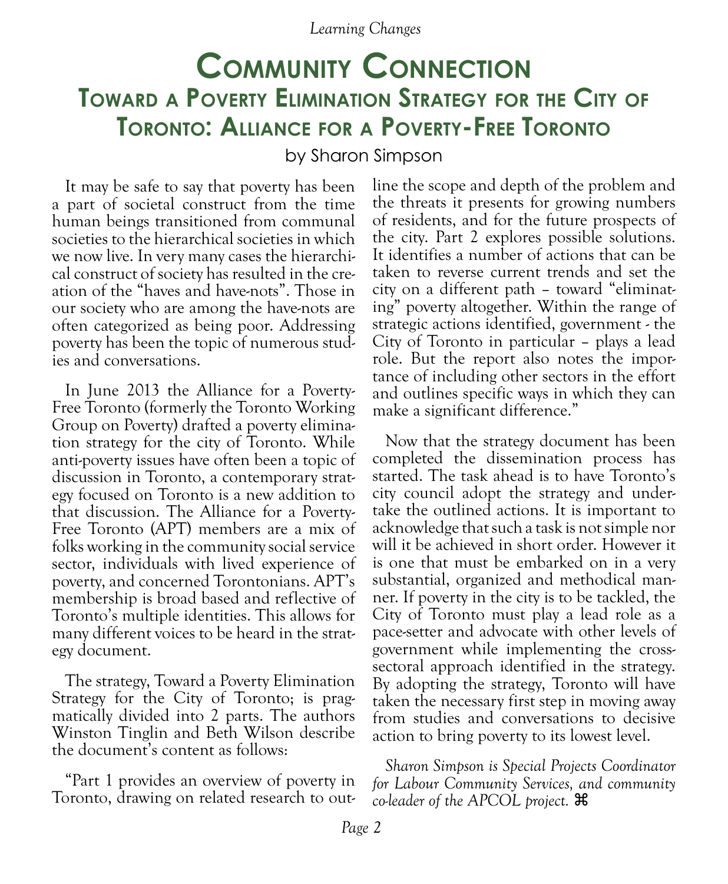# Community Connection

## Toward a Poverty Elimination Strategy for the City of Toronto: Alliance for a Poverty-Free Toronto

by Sharon Simpson

It may be safe to say that poverty has been a part of societal construct from the time human beings transitioned from communal societies to the hierarchical societies in which we now live. In very many cases the hierarchical construct of society has resulted in the creation of the "haves and have-nots". Those in our society who are among the have-nots are often categorized as being poor. Addressing poverty has been the topic of numerous studies and conversations.

In June 2013 the Alliance for a Poverty-Free Toronto (formerly the Toronto Working Group on Poverty) drafted a poverty elimination strategy for the city of Toronto. While anti-poverty issues have often been a topic of discussion in Toronto, a contemporary strategy focused on Toronto is a new addition to that discussion. The Alliance for a Poverty-Free Toronto (APT) members are a mix of folks working in the community social service sector, individuals with lived experience of poverty, and concerned Torontonians. APT's membership is broad based and reflective of Toronto's multiple identities. This allows for many different voices to be heard in the strategy document.

The strategy, Toward a Poverty Elimination Strategy for the City of Toronto; is pragmatically divided into 2 parts. The authors Winston Tinglin and Beth Wilson describe the document's content as follows:

"Part 1 provides an overview of poverty in Toronto, drawing on related research to outline the scope and depth of the problem and the threats it presents for growing numbers of residents, and for the future prospects of the city. Part 2 explores possible solutions. It identifies a number of actions that can be taken to reverse current trends and set the city on a different path – toward "eliminating" poverty altogether. Within the range of strategic actions identified, government - the City of Toronto in particular – plays a lead role. But the report also notes the importance of including other sectors in the effort and outlines specific ways in which they can make a significant difference."

Now that the strategy document has been completed the dissemination process has started. The task ahead is to have Toronto's city council adopt the strategy and undertake the outlined actions. It is important to acknowledge that such a task is not simple nor will it be achieved in short order. However it is one that must be embarked on in a very substantial, organized and methodical manner. If poverty in the city is to be tackled, the City of Toronto must play a lead role as a pace-setter and advocate with other levels of government while implementing the cross-sectoral approach identified in the strategy. By adopting the strategy, Toronto will have taken the necessary first step in moving away from studies and conversations to decisive action to bring poverty to its lowest level.

*Sharon Simpson is Special Projects Coordinator for Labour Community Services, and community co-leader of the APCOL project.* ⌘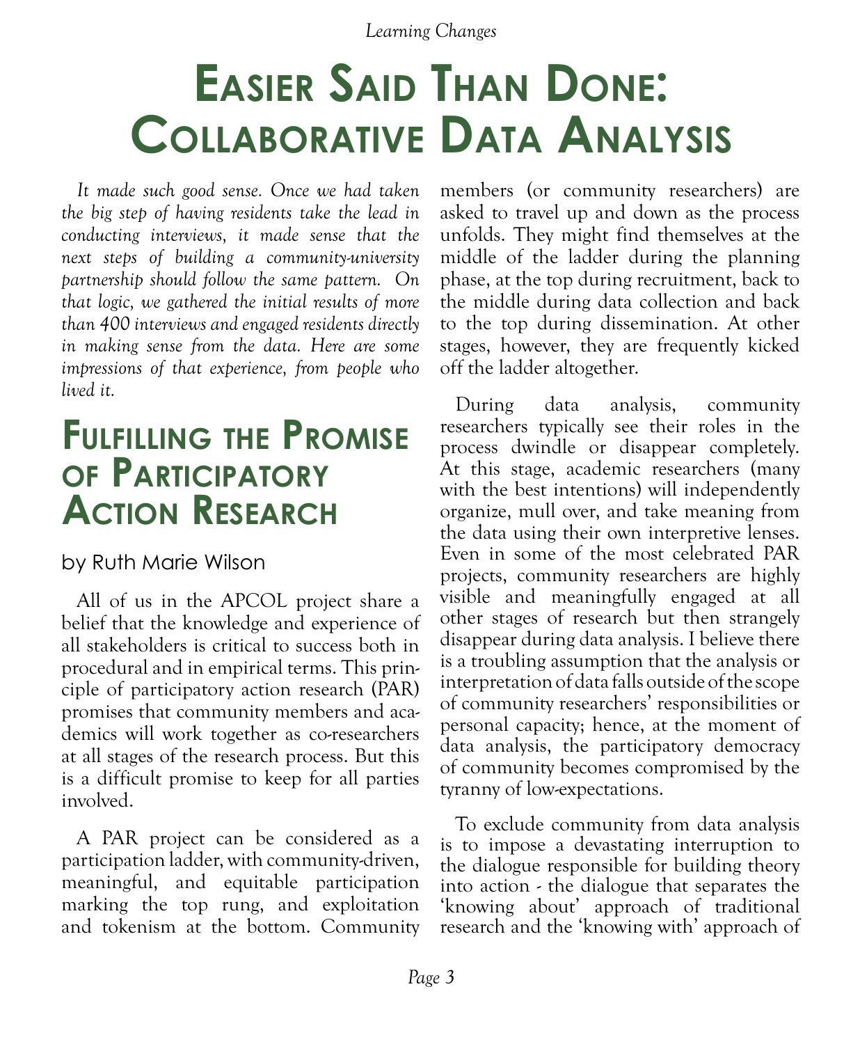# Easier Said Than Done: Collaborative Data Analysis

*It made such good sense. Once we had taken the big step of having residents take the lead in conducting interviews, it made sense that the next steps of building a community-university partnership should follow the same pattern. On that logic, we gathered the initial results of more than 400 interviews and engaged residents directly in making sense from the data. Here are some impressions of that experience, from people who lived it.*

## Fulfilling the Promise of Participatory Action Research

by Ruth Marie Wilson

All of us in the APCOL project share a belief that the knowledge and experience of all stakeholders is critical to success both in procedural and in empirical terms. This principle of participatory action research (PAR) promises that community members and academics will work together as co-researchers at all stages of the research process. But this is a difficult promise to keep for all parties involved.

A PAR project can be considered as a participation ladder, with community-driven, meaningful, and equitable participation marking the top rung, and exploitation and tokenism at the bottom. Community members (or community researchers) are asked to travel up and down as the process unfolds. They might find themselves at the middle of the ladder during the planning phase, at the top during recruitment, back to the middle during data collection and back to the top during dissemination. At other stages, however, they are frequently kicked off the ladder altogether.

During data analysis, community researchers typically see their roles in the process dwindle or disappear completely. At this stage, academic researchers (many with the best intentions) will independently organize, mull over, and take meaning from the data using their own interpretive lenses. Even in some of the most celebrated PAR projects, community researchers are highly visible and meaningfully engaged at all other stages of research but then strangely disappear during data analysis. I believe there is a troubling assumption that the analysis or interpretation of data falls outside of the scope of community researchers' responsibilities or personal capacity; hence, at the moment of data analysis, the participatory democracy of community becomes compromised by the tyranny of low-expectations.

To exclude community from data analysis is to impose a devastating interruption to the dialogue responsible for building theory into action - the dialogue that separates the 'knowing about' approach of traditional research and the 'knowing with' approach of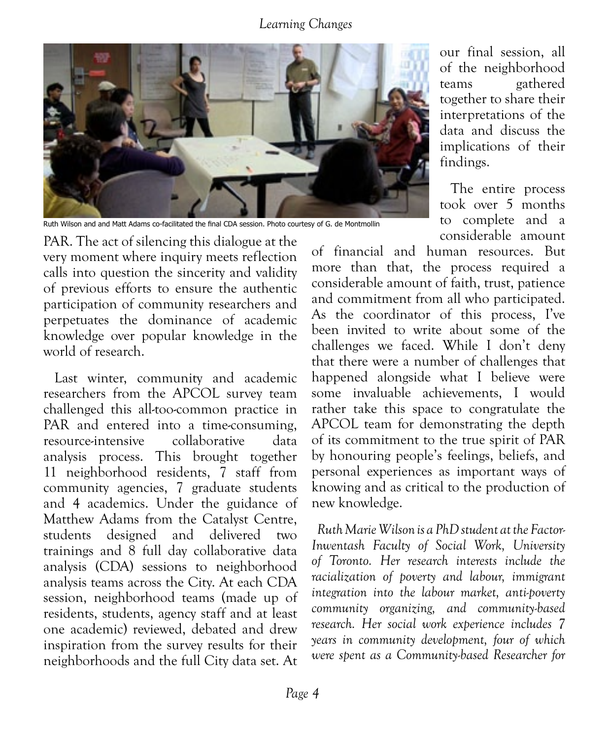PAR. The act of silencing this dialogue at the very moment where inquiry meets reflection calls into question the sincerity and validity of previous efforts to ensure the authentic participation of community researchers and perpetuates the dominance of academic knowledge over popular knowledge in the world of research.

Ruth Wilson and and Matt Adams co-facilitated the final CDA session. Photo courtesy of G. de Montmollin

Last winter, community and academic researchers from the APCOL survey team challenged this all-too-common practice in PAR and entered into a time-consuming, resource-intensive collaborative data analysis process. This brought together 11 neighborhood residents, 7 staff from community agencies, 7 graduate students and 4 academics. Under the guidance of Matthew Adams from the Catalyst Centre, students designed and delivered two trainings and 8 full day collaborative data analysis (CDA) sessions to neighborhood analysis teams across the City. At each CDA session, neighborhood teams (made up of residents, students, agency staff and at least one academic) reviewed, debated and drew inspiration from the survey results for their neighborhoods and the full City data set. At our final session, all of the neighborhood teams gathered together to share their interpretations of the data and discuss the implications of their findings.

The entire process took over 5 months to complete and a considerable amount of financial and human resources. But more than that, the process required a considerable amount of faith, trust, patience and commitment from all who participated. As the coordinator of this process, I've been invited to write about some of the challenges we faced. While I don't deny that there were a number of challenges that happened alongside what I believe were some invaluable achievements, I would rather take this space to congratulate the APCOL team for demonstrating the depth of its commitment to the true spirit of PAR by honouring people's feelings, beliefs, and personal experiences as important ways of knowing and as critical to the production of new knowledge.

*Ruth Marie Wilson is a PhD student at the Factor-Inwentash Faculty of Social Work, University of Toronto. Her research interests include the racialization of poverty and labour, immigrant integration into the labour market, anti-poverty community organizing, and community-based research. Her social work experience includes 7 years in community development, four of which were spent as a Community-based Researcher for*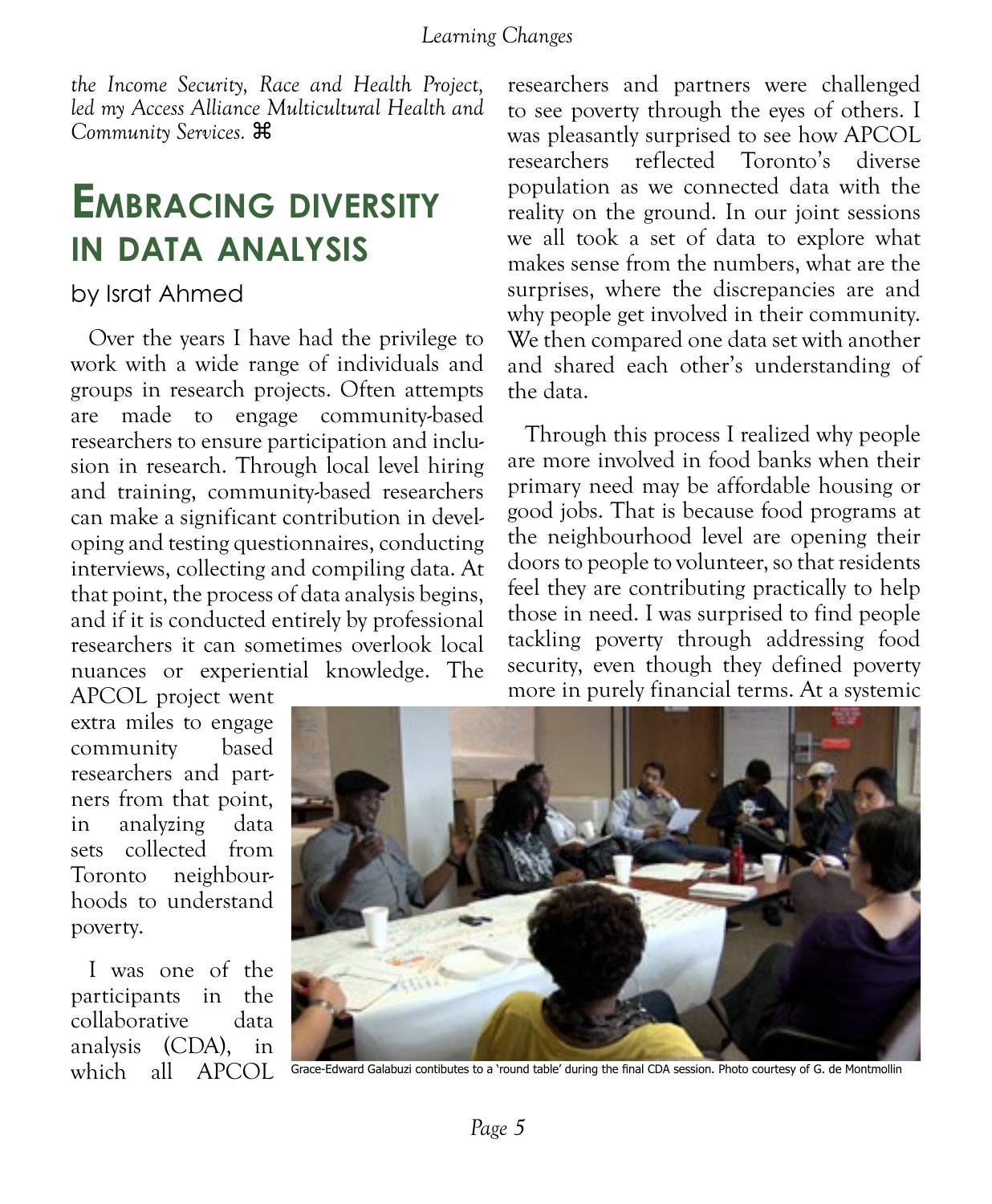*the Income Security, Race and Health Project, led my Access Alliance Multicultural Health and Community Services.* ⌘

# Embracing diversity in data analysis

by Israt Ahmed

Over the years I have had the privilege to work with a wide range of individuals and groups in research projects. Often attempts are made to engage community-based researchers to ensure participation and inclusion in research. Through local level hiring and training, community-based researchers can make a significant contribution in developing and testing questionnaires, conducting interviews, collecting and compiling data. At that point, the process of data analysis begins, and if it is conducted entirely by professional researchers it can sometimes overlook local nuances or experiential knowledge. The APCOL project went extra miles to engage community based researchers and partners from that point, in analyzing data sets collected from Toronto neighbourhoods to understand poverty.

I was one of the participants in the collaborative data analysis (CDA), in which all APCOL researchers and partners were challenged to see poverty through the eyes of others. I was pleasantly surprised to see how APCOL researchers reflected Toronto's diverse population as we connected data with the reality on the ground. In our joint sessions we all took a set of data to explore what makes sense from the numbers, what are the surprises, where the discrepancies are and why people get involved in their community. We then compared one data set with another and shared each other's understanding of the data.

Through this process I realized why people are more involved in food banks when their primary need may be affordable housing or good jobs. That is because food programs at the neighbourhood level are opening their doors to people to volunteer, so that residents feel they are contributing practically to help those in need. I was surprised to find people tackling poverty through addressing food security, even though they defined poverty more in purely financial terms. At a systemic

Grace-Edward Galabuzi contibutes to a 'round table' during the final CDA session. Photo courtesy of G. de Montmollin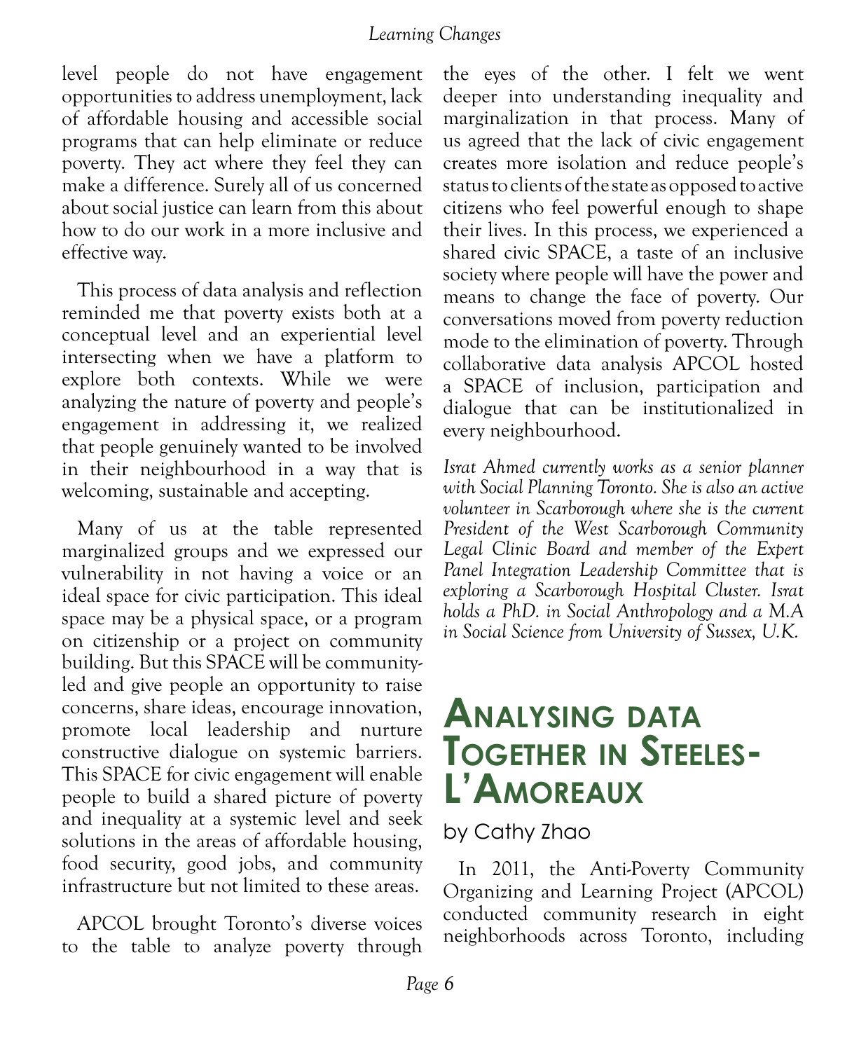level people do not have engagement opportunities to address unemployment, lack of affordable housing and accessible social programs that can help eliminate or reduce poverty. They act where they feel they can make a difference. Surely all of us concerned about social justice can learn from this about how to do our work in a more inclusive and effective way.

This process of data analysis and reflection reminded me that poverty exists both at a conceptual level and an experiential level intersecting when we have a platform to explore both contexts. While we were analyzing the nature of poverty and people's engagement in addressing it, we realized that people genuinely wanted to be involved in their neighbourhood in a way that is welcoming, sustainable and accepting.

Many of us at the table represented marginalized groups and we expressed our vulnerability in not having a voice or an ideal space for civic participation. This ideal space may be a physical space, or a program on citizenship or a project on community building. But this SPACE will be community-led and give people an opportunity to raise concerns, share ideas, encourage innovation, promote local leadership and nurture constructive dialogue on systemic barriers. This SPACE for civic engagement will enable people to build a shared picture of poverty and inequality at a systemic level and seek solutions in the areas of affordable housing, food security, good jobs, and community infrastructure but not limited to these areas.

APCOL brought Toronto's diverse voices to the table to analyze poverty through the eyes of the other. I felt we went deeper into understanding inequality and marginalization in that process. Many of us agreed that the lack of civic engagement creates more isolation and reduce people's status to clients of the state as opposed to active citizens who feel powerful enough to shape their lives. In this process, we experienced a shared civic SPACE, a taste of an inclusive society where people will have the power and means to change the face of poverty. Our conversations moved from poverty reduction mode to the elimination of poverty. Through collaborative data analysis APCOL hosted a SPACE of inclusion, participation and dialogue that can be institutionalized in every neighbourhood.

*Israt Ahmed currently works as a senior planner with Social Planning Toronto. She is also an active volunteer in Scarborough where she is the current President of the West Scarborough Community Legal Clinic Board and member of the Expert Panel Integration Leadership Committee that is exploring a Scarborough Hospital Cluster. Israt holds a PhD. in Social Anthropology and a M.A in Social Science from University of Sussex, U.K.*

# Analysing data Together in Steeles-L'Amoreaux

by Cathy Zhao

In 2011, the Anti-Poverty Community Organizing and Learning Project (APCOL) conducted community research in eight neighborhoods across Toronto, including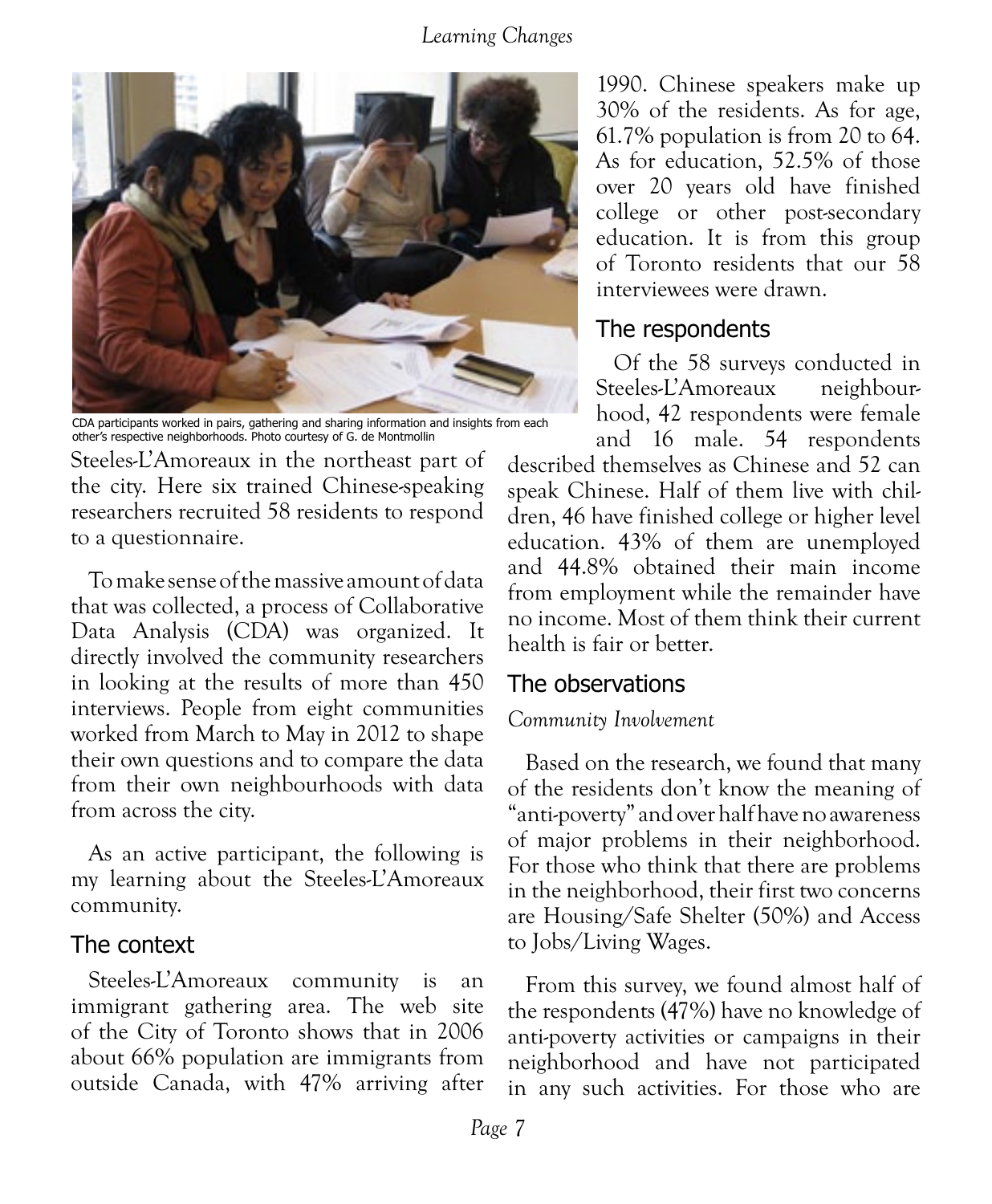CDA participants worked in pairs, gathering and sharing information and insights from each other's respective neighborhoods. Photo courtesy of G. de Montmollin

Steeles-L'Amoreaux in the northeast part of the city. Here six trained Chinese-speaking researchers recruited 58 residents to respond to a questionnaire.

To make sense of the massive amount of data that was collected, a process of Collaborative Data Analysis (CDA) was organized. It directly involved the community researchers in looking at the results of more than 450 interviews. People from eight communities worked from March to May in 2012 to shape their own questions and to compare the data from their own neighbourhoods with data from across the city.

As an active participant, the following is my learning about the Steeles-L'Amoreaux community.

## The context

Steeles-L'Amoreaux community is an immigrant gathering area. The web site of the City of Toronto shows that in 2006 about 66% population are immigrants from outside Canada, with 47% arriving after 1990. Chinese speakers make up 30% of the residents. As for age, 61.7% population is from 20 to 64. As for education, 52.5% of those over 20 years old have finished college or other post-secondary education. It is from this group of Toronto residents that our 58 interviewees were drawn.

## The respondents

Of the 58 surveys conducted in Steeles-L'Amoreaux neighbourhood, 42 respondents were female and 16 male. 54 respondents described themselves as Chinese and 52 can speak Chinese. Half of them live with children, 46 have finished college or higher level education. 43% of them are unemployed and 44.8% obtained their main income from employment while the remainder have no income. Most of them think their current health is fair or better.

## The observations

### *Community Involvement*

Based on the research, we found that many of the residents don't know the meaning of "anti-poverty" and over half have no awareness of major problems in their neighborhood. For those who think that there are problems in the neighborhood, their first two concerns are Housing/Safe Shelter (50%) and Access to Jobs/Living Wages.

From this survey, we found almost half of the respondents (47%) have no knowledge of anti-poverty activities or campaigns in their neighborhood and have not participated in any such activities. For those who are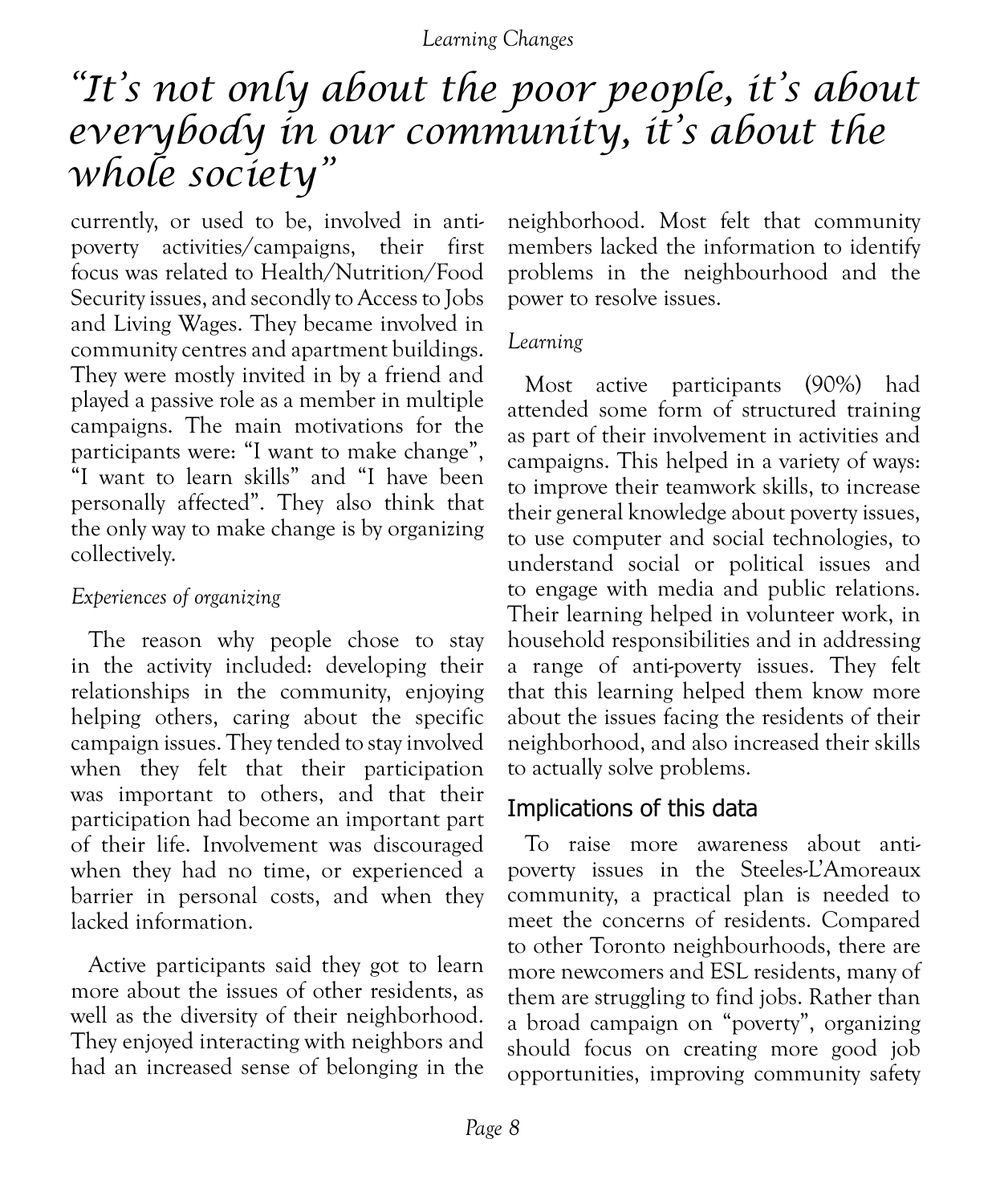# *"It's not only about the poor people, it's about everybody in our community, it's about the whole society"*

currently, or used to be, involved in anti-poverty activities/campaigns, their first focus was related to Health/Nutrition/Food Security issues, and secondly to Access to Jobs and Living Wages. They became involved in community centres and apartment buildings. They were mostly invited in by a friend and played a passive role as a member in multiple campaigns. The main motivations for the participants were: "I want to make change", "I want to learn skills" and "I have been personally affected". They also think that the only way to make change is by organizing collectively.

*Experiences of organizing*

The reason why people chose to stay in the activity included: developing their relationships in the community, enjoying helping others, caring about the specific campaign issues. They tended to stay involved when they felt that their participation was important to others, and that their participation had become an important part of their life. Involvement was discouraged when they had no time, or experienced a barrier in personal costs, and when they lacked information.

Active participants said they got to learn more about the issues of other residents, as well as the diversity of their neighborhood. They enjoyed interacting with neighbors and had an increased sense of belonging in the neighborhood. Most felt that community members lacked the information to identify problems in the neighbourhood and the power to resolve issues.

*Learning*

Most active participants (90%) had attended some form of structured training as part of their involvement in activities and campaigns. This helped in a variety of ways: to improve their teamwork skills, to increase their general knowledge about poverty issues, to use computer and social technologies, to understand social or political issues and to engage with media and public relations. Their learning helped in volunteer work, in household responsibilities and in addressing a range of anti-poverty issues. They felt that this learning helped them know more about the issues facing the residents of their neighborhood, and also increased their skills to actually solve problems.

## Implications of this data

To raise more awareness about anti-poverty issues in the Steeles-L'Amoreaux community, a practical plan is needed to meet the concerns of residents. Compared to other Toronto neighbourhoods, there are more newcomers and ESL residents, many of them are struggling to find jobs. Rather than a broad campaign on "poverty", organizing should focus on creating more good job opportunities, improving community safety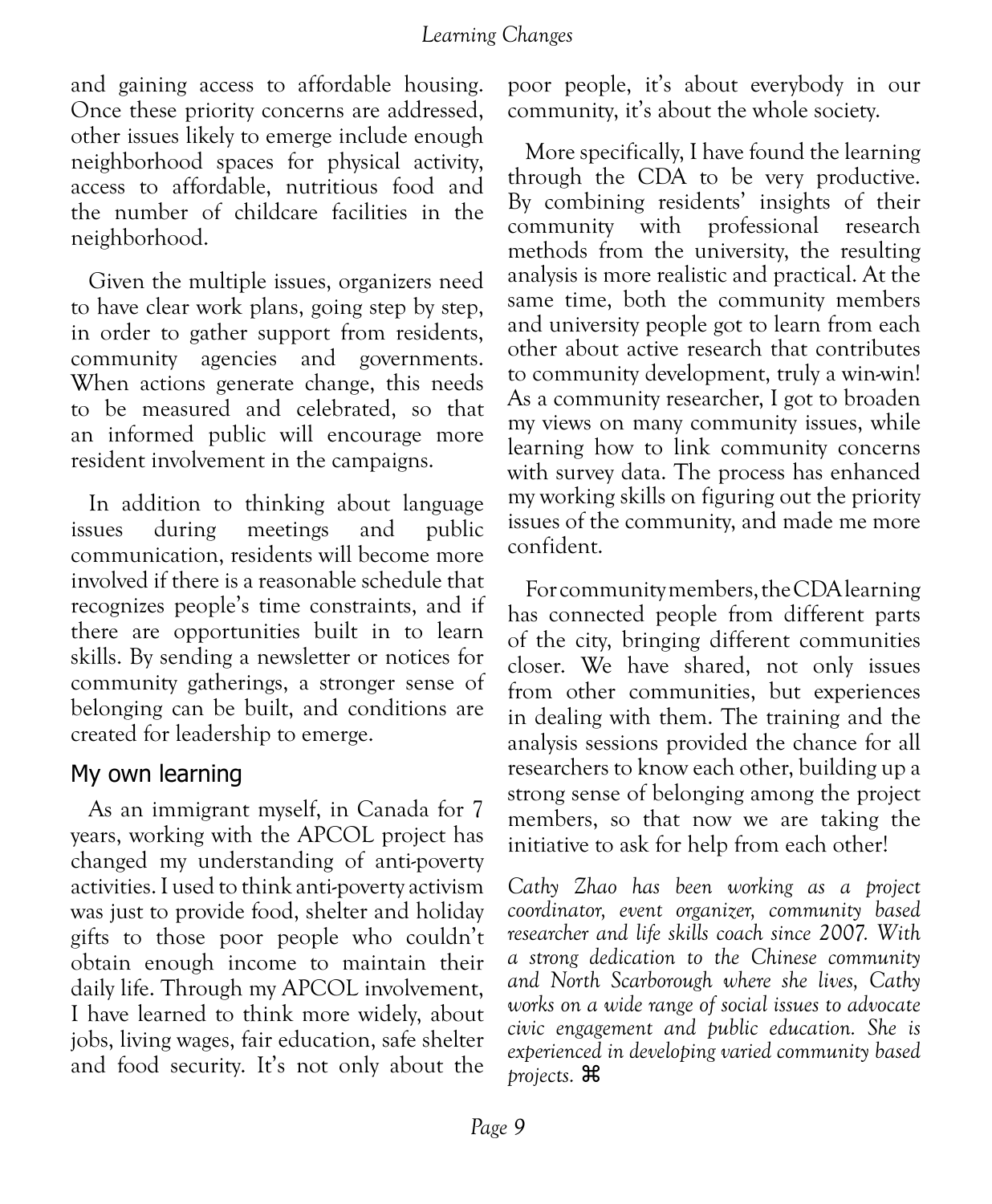and gaining access to affordable housing. Once these priority concerns are addressed, other issues likely to emerge include enough neighborhood spaces for physical activity, access to affordable, nutritious food and the number of childcare facilities in the neighborhood.

Given the multiple issues, organizers need to have clear work plans, going step by step, in order to gather support from residents, community agencies and governments. When actions generate change, this needs to be measured and celebrated, so that an informed public will encourage more resident involvement in the campaigns.

In addition to thinking about language issues during meetings and public communication, residents will become more involved if there is a reasonable schedule that recognizes people's time constraints, and if there are opportunities built in to learn skills. By sending a newsletter or notices for community gatherings, a stronger sense of belonging can be built, and conditions are created for leadership to emerge.

## My own learning

As an immigrant myself, in Canada for 7 years, working with the APCOL project has changed my understanding of anti-poverty activities. I used to think anti-poverty activism was just to provide food, shelter and holiday gifts to those poor people who couldn't obtain enough income to maintain their daily life. Through my APCOL involvement, I have learned to think more widely, about jobs, living wages, fair education, safe shelter and food security. It's not only about the poor people, it's about everybody in our community, it's about the whole society.

More specifically, I have found the learning through the CDA to be very productive. By combining residents' insights of their community with professional research methods from the university, the resulting analysis is more realistic and practical. At the same time, both the community members and university people got to learn from each other about active research that contributes to community development, truly a win-win! As a community researcher, I got to broaden my views on many community issues, while learning how to link community concerns with survey data. The process has enhanced my working skills on figuring out the priority issues of the community, and made me more confident.

For community members, the CDA learning has connected people from different parts of the city, bringing different communities closer. We have shared, not only issues from other communities, but experiences in dealing with them. The training and the analysis sessions provided the chance for all researchers to know each other, building up a strong sense of belonging among the project members, so that now we are taking the initiative to ask for help from each other!

*Cathy Zhao has been working as a project coordinator, event organizer, community based researcher and life skills coach since 2007. With a strong dedication to the Chinese community and North Scarborough where she lives, Cathy works on a wide range of social issues to advocate civic engagement and public education. She is experienced in developing varied community based projects.* ⌘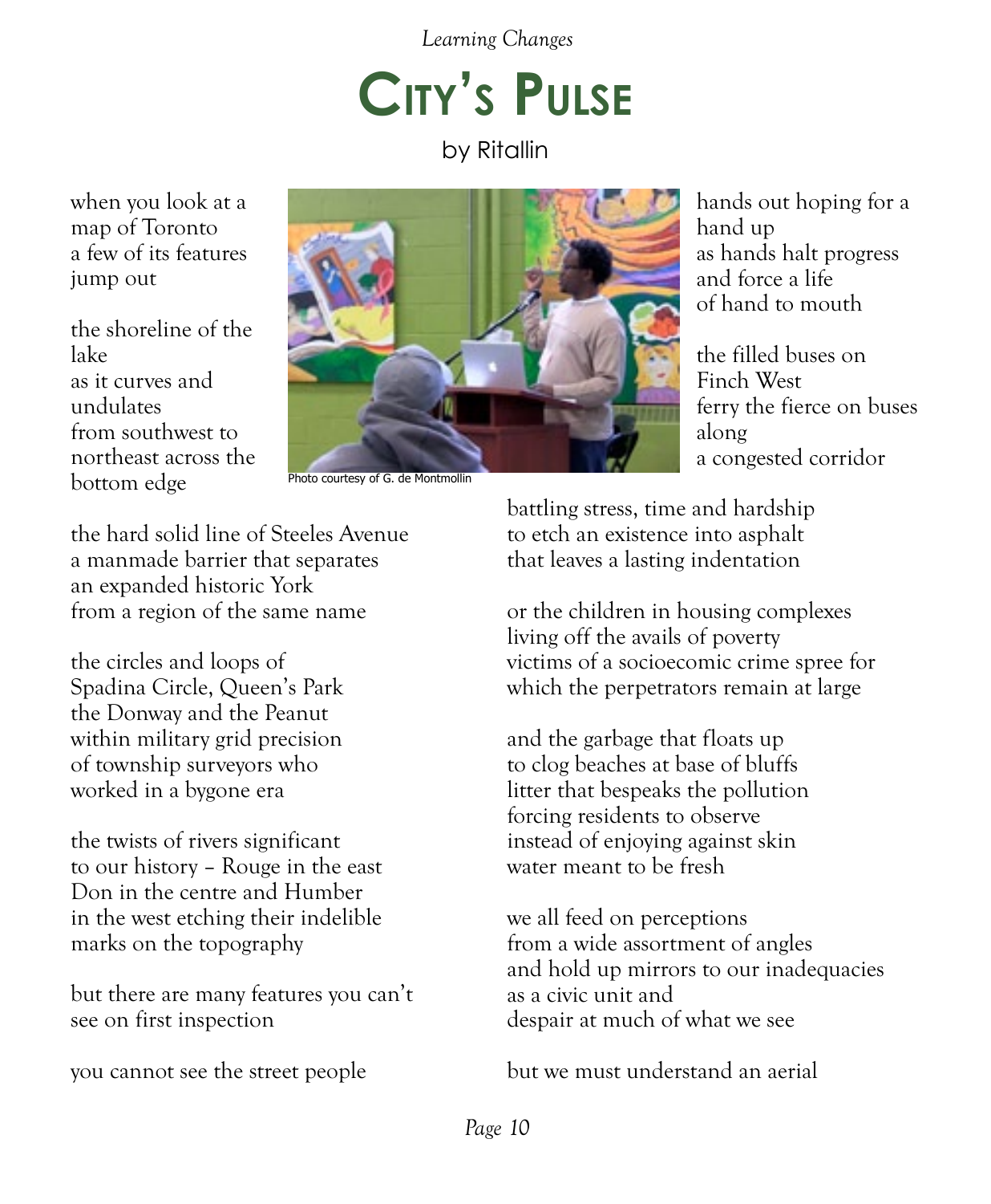# City's Pulse

by Ritallin

when you look at a
map of Toronto
a few of its features
jump out

the shoreline of the
lake
as it curves and
undulates
from southwest to
northeast across the
bottom edge

the hard solid line of Steeles Avenue
a manmade barrier that separates
an expanded historic York
from a region of the same name

the circles and loops of
Spadina Circle, Queen's Park
the Donway and the Peanut
within military grid precision
of township surveyors who
worked in a bygone era

the twists of rivers significant
to our history – Rouge in the east
Don in the centre and Humber
in the west etching their indelible
marks on the topography

but there are many features you can't
see on first inspection

you cannot see the street people

Photo courtesy of G. de Montmollin

hands out hoping for a
hand up
as hands halt progress
and force a life
of hand to mouth

the filled buses on
Finch West
ferry the fierce on buses
along
a congested corridor

battling stress, time and hardship
to etch an existence into asphalt
that leaves a lasting indentation

or the children in housing complexes
living off the avails of poverty
victims of a socioecomic crime spree for
which the perpetrators remain at large

and the garbage that floats up
to clog beaches at base of bluffs
litter that bespeaks the pollution
forcing residents to observe
instead of enjoying against skin
water meant to be fresh

we all feed on perceptions
from a wide assortment of angles
and hold up mirrors to our inadequacies
as a civic unit and
despair at much of what we see

but we must understand an aerial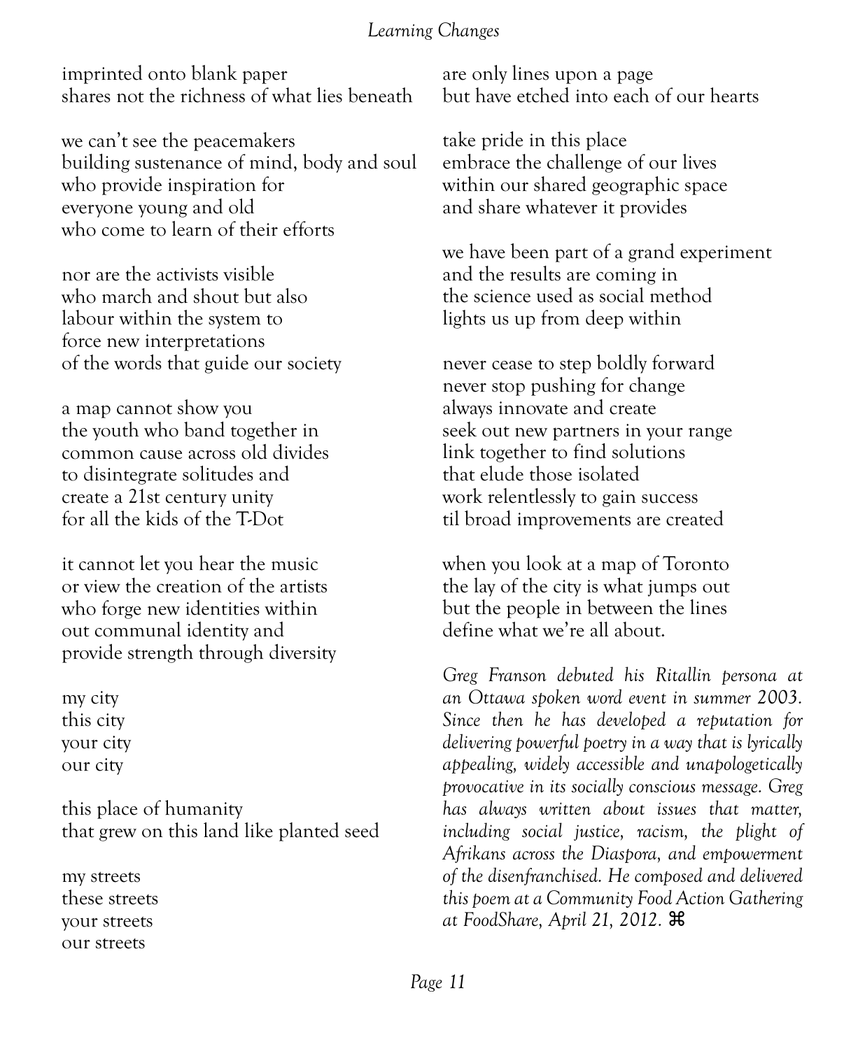imprinted onto blank paper
shares not the richness of what lies beneath

we can’t see the peacemakers
building sustenance of mind, body and soul
who provide inspiration for
everyone young and old
who come to learn of their efforts

nor are the activists visible
who march and shout but also
labour within the system to
force new interpretations
of the words that guide our society

a map cannot show you
the youth who band together in
common cause across old divides
to disintegrate solitudes and
create a 21st century unity
for all the kids of the T-Dot

it cannot let you hear the music
or view the creation of the artists
who forge new identities within
out communal identity and
provide strength through diversity

my city
this city
your city
our city

this place of humanity
that grew on this land like planted seed

my streets
these streets
your streets
our streets

are only lines upon a page
but have etched into each of our hearts

take pride in this place
embrace the challenge of our lives
within our shared geographic space
and share whatever it provides

we have been part of a grand experiment
and the results are coming in
the science used as social method
lights us up from deep within

never cease to step boldly forward
never stop pushing for change
always innovate and create
seek out new partners in your range
link together to find solutions
that elude those isolated
work relentlessly to gain success
til broad improvements are created

when you look at a map of Toronto
the lay of the city is what jumps out
but the people in between the lines
define what we’re all about.

*Greg Franson debuted his Ritallin persona at an Ottawa spoken word event in summer 2003. Since then he has developed a reputation for delivering powerful poetry in a way that is lyrically appealing, widely accessible and unapologetically provocative in its socially conscious message. Greg has always written about issues that matter, including social justice, racism, the plight of Afrikans across the Diaspora, and empowerment of the disenfranchised. He composed and delivered this poem at a Community Food Action Gathering at FoodShare, April 21, 2012.* ⌘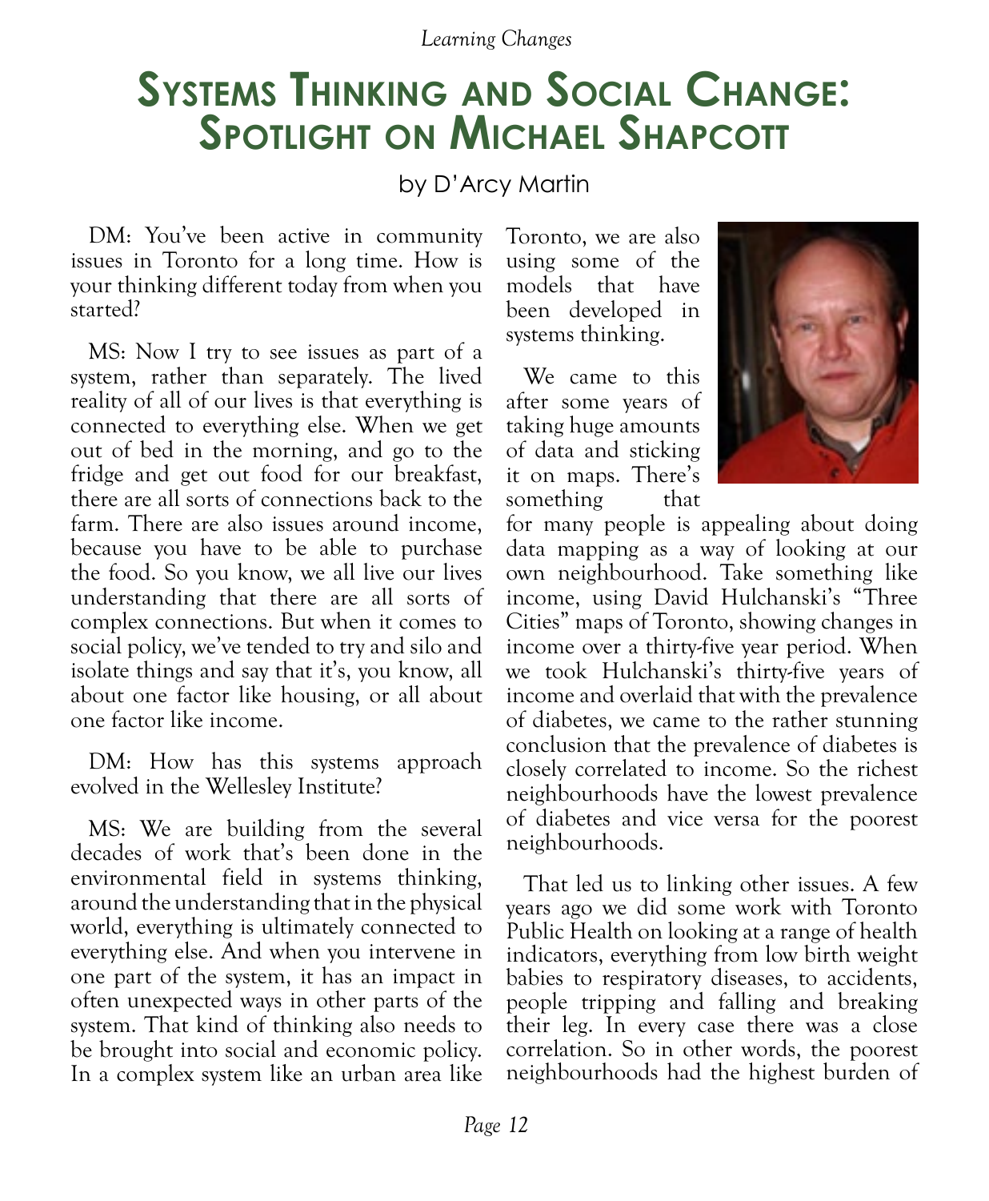# Systems Thinking and Social Change: Spotlight on Michael Shapcott

by D'Arcy Martin

DM: You've been active in community issues in Toronto for a long time. How is your thinking different today from when you started?

MS: Now I try to see issues as part of a system, rather than separately. The lived reality of all of our lives is that everything is connected to everything else. When we get out of bed in the morning, and go to the fridge and get out food for our breakfast, there are all sorts of connections back to the farm. There are also issues around income, because you have to be able to purchase the food. So you know, we all live our lives understanding that there are all sorts of complex connections. But when it comes to social policy, we've tended to try and silo and isolate things and say that it's, you know, all about one factor like housing, or all about one factor like income.

DM: How has this systems approach evolved in the Wellesley Institute?

MS: We are building from the several decades of work that's been done in the environmental field in systems thinking, around the understanding that in the physical world, everything is ultimately connected to everything else. And when you intervene in one part of the system, it has an impact in often unexpected ways in other parts of the system. That kind of thinking also needs to be brought into social and economic policy. In a complex system like an urban area like Toronto, we are also using some of the models that have been developed in systems thinking.

We came to this after some years of taking huge amounts of data and sticking it on maps. There's something that for many people is appealing about doing data mapping as a way of looking at our own neighbourhood. Take something like income, using David Hulchanski's "Three Cities" maps of Toronto, showing changes in income over a thirty-five year period. When we took Hulchanski's thirty-five years of income and overlaid that with the prevalence of diabetes, we came to the rather stunning conclusion that the prevalence of diabetes is closely correlated to income. So the richest neighbourhoods have the lowest prevalence of diabetes and vice versa for the poorest neighbourhoods.

That led us to linking other issues. A few years ago we did some work with Toronto Public Health on looking at a range of health indicators, everything from low birth weight babies to respiratory diseases, to accidents, people tripping and falling and breaking their leg. In every case there was a close correlation. So in other words, the poorest neighbourhoods had the highest burden of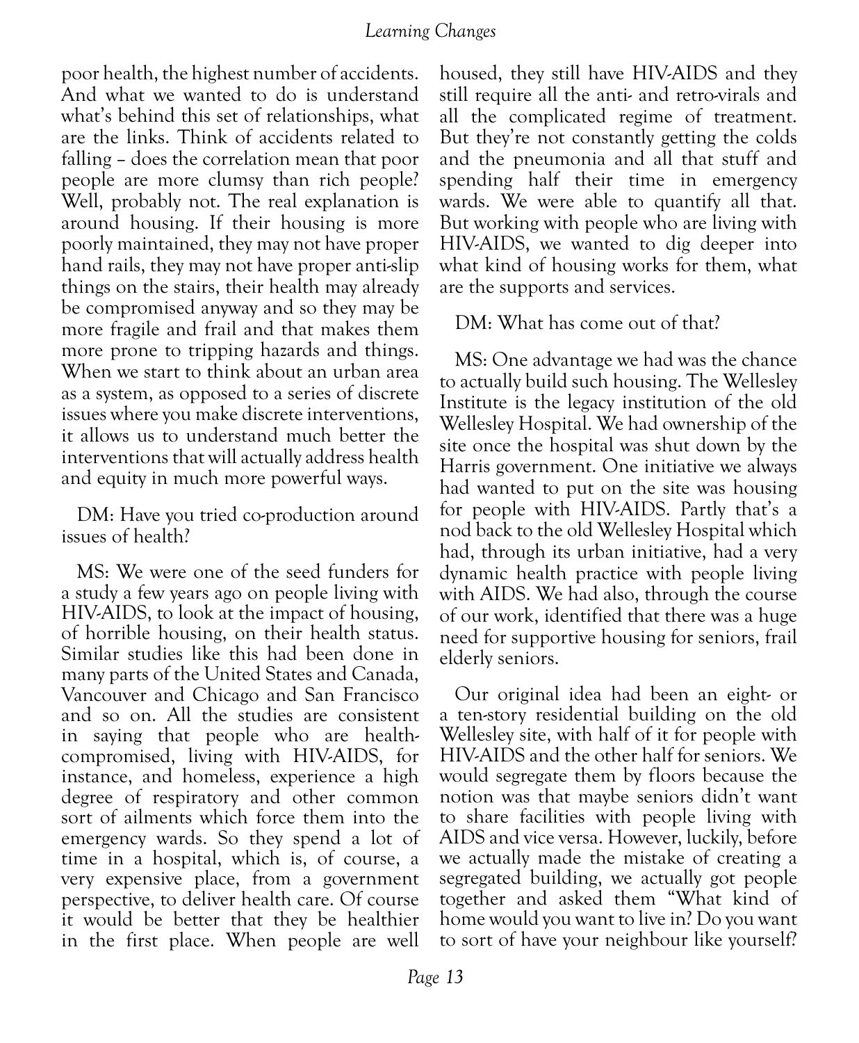poor health, the highest number of accidents. And what we wanted to do is understand what's behind this set of relationships, what are the links. Think of accidents related to falling – does the correlation mean that poor people are more clumsy than rich people? Well, probably not. The real explanation is around housing. If their housing is more poorly maintained, they may not have proper hand rails, they may not have proper anti-slip things on the stairs, their health may already be compromised anyway and so they may be more fragile and frail and that makes them more prone to tripping hazards and things. When we start to think about an urban area as a system, as opposed to a series of discrete issues where you make discrete interventions, it allows us to understand much better the interventions that will actually address health and equity in much more powerful ways.

DM: Have you tried co-production around issues of health?

MS: We were one of the seed funders for a study a few years ago on people living with HIV-AIDS, to look at the impact of housing, of horrible housing, on their health status. Similar studies like this had been done in many parts of the United States and Canada, Vancouver and Chicago and San Francisco and so on. All the studies are consistent in saying that people who are health-compromised, living with HIV-AIDS, for instance, and homeless, experience a high degree of respiratory and other common sort of ailments which force them into the emergency wards. So they spend a lot of time in a hospital, which is, of course, a very expensive place, from a government perspective, to deliver health care. Of course it would be better that they be healthier in the first place. When people are well housed, they still have HIV-AIDS and they still require all the anti- and retro-virals and all the complicated regime of treatment. But they're not constantly getting the colds and the pneumonia and all that stuff and spending half their time in emergency wards. We were able to quantify all that. But working with people who are living with HIV-AIDS, we wanted to dig deeper into what kind of housing works for them, what are the supports and services.

DM: What has come out of that?

MS: One advantage we had was the chance to actually build such housing. The Wellesley Institute is the legacy institution of the old Wellesley Hospital. We had ownership of the site once the hospital was shut down by the Harris government. One initiative we always had wanted to put on the site was housing for people with HIV-AIDS. Partly that's a nod back to the old Wellesley Hospital which had, through its urban initiative, had a very dynamic health practice with people living with AIDS. We had also, through the course of our work, identified that there was a huge need for supportive housing for seniors, frail elderly seniors.

Our original idea had been an eight- or a ten-story residential building on the old Wellesley site, with half of it for people with HIV-AIDS and the other half for seniors. We would segregate them by floors because the notion was that maybe seniors didn't want to share facilities with people living with AIDS and vice versa. However, luckily, before we actually made the mistake of creating a segregated building, we actually got people together and asked them "What kind of home would you want to live in? Do you want to sort of have your neighbour like yourself?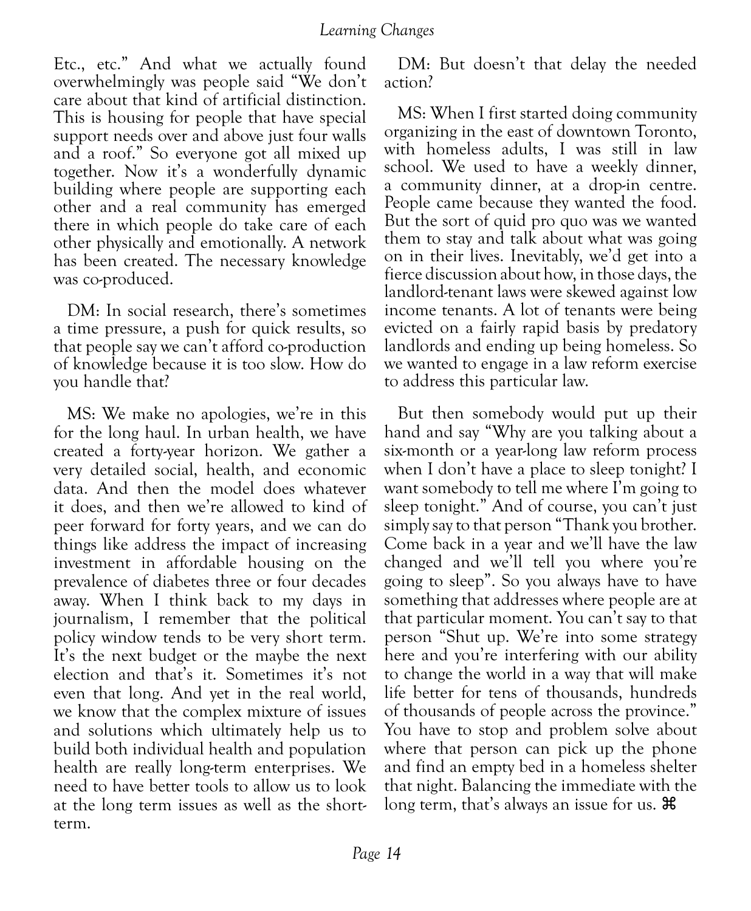Etc., etc." And what we actually found overwhelmingly was people said "We don't care about that kind of artificial distinction. This is housing for people that have special support needs over and above just four walls and a roof." So everyone got all mixed up together. Now it's a wonderfully dynamic building where people are supporting each other and a real community has emerged there in which people do take care of each other physically and emotionally. A network has been created. The necessary knowledge was co-produced.

DM: In social research, there's sometimes a time pressure, a push for quick results, so that people say we can't afford co-production of knowledge because it is too slow. How do you handle that?

MS: We make no apologies, we're in this for the long haul. In urban health, we have created a forty-year horizon. We gather a very detailed social, health, and economic data. And then the model does whatever it does, and then we're allowed to kind of peer forward for forty years, and we can do things like address the impact of increasing investment in affordable housing on the prevalence of diabetes three or four decades away. When I think back to my days in journalism, I remember that the political policy window tends to be very short term. It's the next budget or the maybe the next election and that's it. Sometimes it's not even that long. And yet in the real world, we know that the complex mixture of issues and solutions which ultimately help us to build both individual health and population health are really long-term enterprises. We need to have better tools to allow us to look at the long term issues as well as the short-term.

DM: But doesn't that delay the needed action?

MS: When I first started doing community organizing in the east of downtown Toronto, with homeless adults, I was still in law school. We used to have a weekly dinner, a community dinner, at a drop-in centre. People came because they wanted the food. But the sort of quid pro quo was we wanted them to stay and talk about what was going on in their lives. Inevitably, we'd get into a fierce discussion about how, in those days, the landlord-tenant laws were skewed against low income tenants. A lot of tenants were being evicted on a fairly rapid basis by predatory landlords and ending up being homeless. So we wanted to engage in a law reform exercise to address this particular law.

But then somebody would put up their hand and say "Why are you talking about a six-month or a year-long law reform process when I don't have a place to sleep tonight? I want somebody to tell me where I'm going to sleep tonight." And of course, you can't just simply say to that person "Thank you brother. Come back in a year and we'll have the law changed and we'll tell you where you're going to sleep". So you always have to have something that addresses where people are at that particular moment. You can't say to that person "Shut up. We're into some strategy here and you're interfering with our ability to change the world in a way that will make life better for tens of thousands, hundreds of thousands of people across the province." You have to stop and problem solve about where that person can pick up the phone and find an empty bed in a homeless shelter that night. Balancing the immediate with the long term, that's always an issue for us. ⌘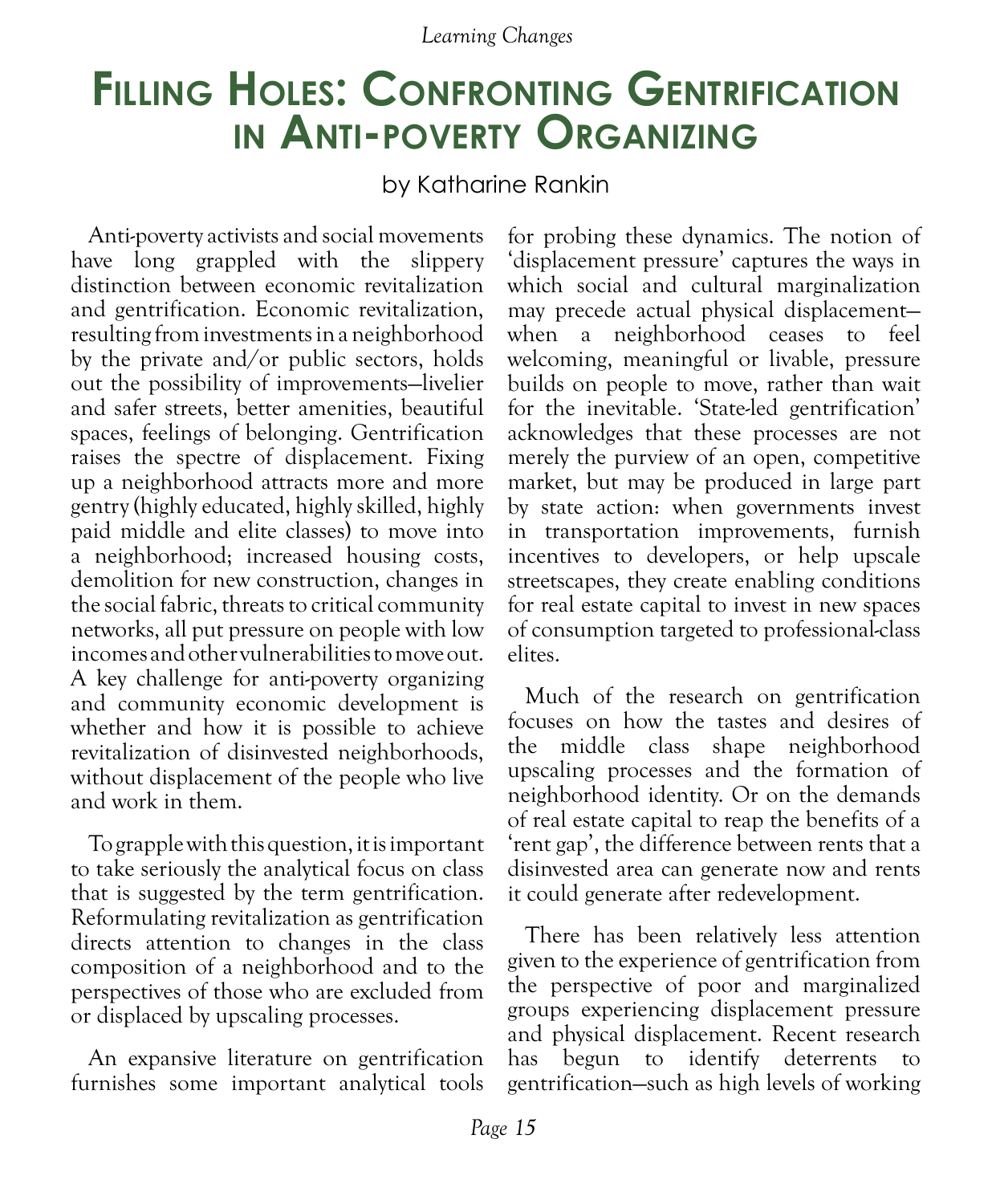# Filling Holes: Confronting Gentrification in Anti-poverty Organizing

by Katharine Rankin

Anti-poverty activists and social movements have long grappled with the slippery distinction between economic revitalization and gentrification. Economic revitalization, resulting from investments in a neighborhood by the private and/or public sectors, holds out the possibility of improvements—livelier and safer streets, better amenities, beautiful spaces, feelings of belonging. Gentrification raises the spectre of displacement. Fixing up a neighborhood attracts more and more gentry (highly educated, highly skilled, highly paid middle and elite classes) to move into a neighborhood; increased housing costs, demolition for new construction, changes in the social fabric, threats to critical community networks, all put pressure on people with low incomes and other vulnerabilities to move out. A key challenge for anti-poverty organizing and community economic development is whether and how it is possible to achieve revitalization of disinvested neighborhoods, without displacement of the people who live and work in them.

To grapple with this question, it is important to take seriously the analytical focus on class that is suggested by the term gentrification. Reformulating revitalization as gentrification directs attention to changes in the class composition of a neighborhood and to the perspectives of those who are excluded from or displaced by upscaling processes.

An expansive literature on gentrification furnishes some important analytical tools for probing these dynamics. The notion of 'displacement pressure' captures the ways in which social and cultural marginalization may precede actual physical displacement—when a neighborhood ceases to feel welcoming, meaningful or livable, pressure builds on people to move, rather than wait for the inevitable. 'State-led gentrification' acknowledges that these processes are not merely the purview of an open, competitive market, but may be produced in large part by state action: when governments invest in transportation improvements, furnish incentives to developers, or help upscale streetscapes, they create enabling conditions for real estate capital to invest in new spaces of consumption targeted to professional-class elites.

Much of the research on gentrification focuses on how the tastes and desires of the middle class shape neighborhood upscaling processes and the formation of neighborhood identity. Or on the demands of real estate capital to reap the benefits of a 'rent gap', the difference between rents that a disinvested area can generate now and rents it could generate after redevelopment.

There has been relatively less attention given to the experience of gentrification from the perspective of poor and marginalized groups experiencing displacement pressure and physical displacement. Recent research has begun to identify deterrents to gentrification—such as high levels of working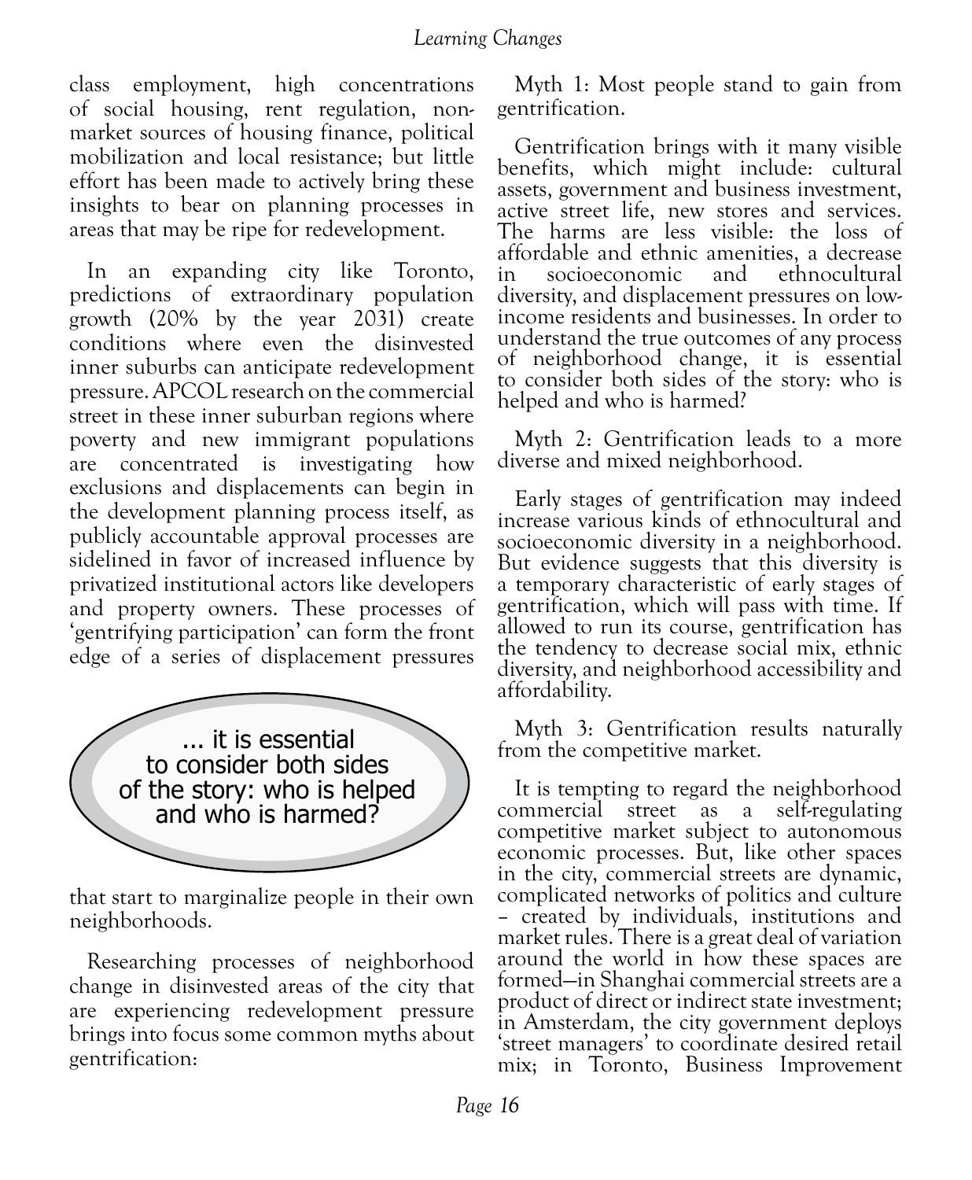class employment, high concentrations of social housing, rent regulation, non-market sources of housing finance, political mobilization and local resistance; but little effort has been made to actively bring these insights to bear on planning processes in areas that may be ripe for redevelopment.

In an expanding city like Toronto, predictions of extraordinary population growth (20% by the year 2031) create conditions where even the disinvested inner suburbs can anticipate redevelopment pressure. APCOL research on the commercial street in these inner suburban regions where poverty and new immigrant populations are concentrated is investigating how exclusions and displacements can begin in the development planning process itself, as publicly accountable approval processes are sidelined in favor of increased influence by privatized institutional actors like developers and property owners. These processes of 'gentrifying participation' can form the front edge of a series of displacement pressures that start to marginalize people in their own neighborhoods.

> ... it is essential to consider both sides of the story: who is helped and who is harmed?

Researching processes of neighborhood change in disinvested areas of the city that are experiencing redevelopment pressure brings into focus some common myths about gentrification:

Myth 1: Most people stand to gain from gentrification.

Gentrification brings with it many visible benefits, which might include: cultural assets, government and business investment, active street life, new stores and services. The harms are less visible: the loss of affordable and ethnic amenities, a decrease in socioeconomic and ethnocultural diversity, and displacement pressures on low-income residents and businesses. In order to understand the true outcomes of any process of neighborhood change, it is essential to consider both sides of the story: who is helped and who is harmed?

Myth 2: Gentrification leads to a more diverse and mixed neighborhood.

Early stages of gentrification may indeed increase various kinds of ethnocultural and socioeconomic diversity in a neighborhood. But evidence suggests that this diversity is a temporary characteristic of early stages of gentrification, which will pass with time. If allowed to run its course, gentrification has the tendency to decrease social mix, ethnic diversity, and neighborhood accessibility and affordability.

Myth 3: Gentrification results naturally from the competitive market.

It is tempting to regard the neighborhood commercial street as a self-regulating competitive market subject to autonomous economic processes. But, like other spaces in the city, commercial streets are dynamic, complicated networks of politics and culture – created by individuals, institutions and market rules. There is a great deal of variation around the world in how these spaces are formed—in Shanghai commercial streets are a product of direct or indirect state investment; in Amsterdam, the city government deploys 'street managers' to coordinate desired retail mix; in Toronto, Business Improvement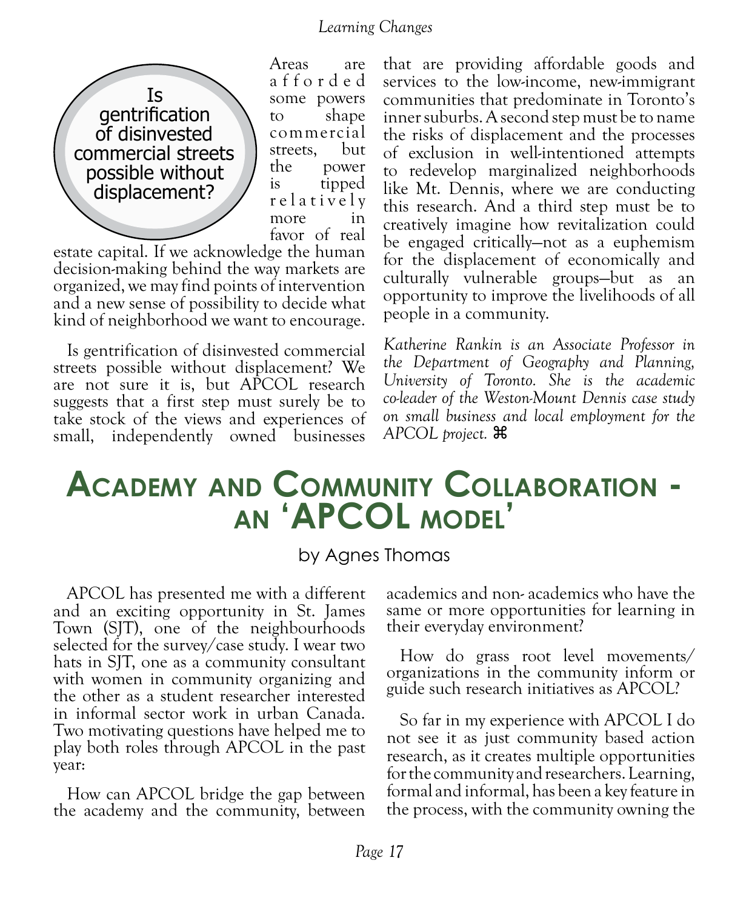> Is gentrification of disinvested commercial streets possible without displacement?

Areas are afforded some powers to shape commercial streets, but the power is tipped relatively more in favor of real estate capital. If we acknowledge the human decision-making behind the way markets are organized, we may find points of intervention and a new sense of possibility to decide what kind of neighborhood we want to encourage.

Is gentrification of disinvested commercial streets possible without displacement? We are not sure it is, but APCOL research suggests that a first step must surely be to take stock of the views and experiences of small, independently owned businesses that are providing affordable goods and services to the low-income, new-immigrant communities that predominate in Toronto's inner suburbs. A second step must be to name the risks of displacement and the processes of exclusion in well-intentioned attempts to redevelop marginalized neighborhoods like Mt. Dennis, where we are conducting this research. And a third step must be to creatively imagine how revitalization could be engaged critically—not as a euphemism for the displacement of economically and culturally vulnerable groups—but as an opportunity to improve the livelihoods of all people in a community.

*Katherine Rankin is an Associate Professor in the Department of Geography and Planning, University of Toronto. She is the academic co-leader of the Weston-Mount Dennis case study on small business and local employment for the APCOL project.* ⌘

# Academy and Community Collaboration - an 'APCOL model'

by Agnes Thomas

APCOL has presented me with a different and an exciting opportunity in St. James Town (SJT), one of the neighbourhoods selected for the survey/case study. I wear two hats in SJT, one as a community consultant with women in community organizing and the other as a student researcher interested in informal sector work in urban Canada. Two motivating questions have helped me to play both roles through APCOL in the past year:

How can APCOL bridge the gap between the academy and the community, between academics and non- academics who have the same or more opportunities for learning in their everyday environment?

How do grass root level movements/ organizations in the community inform or guide such research initiatives as APCOL?

So far in my experience with APCOL I do not see it as just community based action research, as it creates multiple opportunities for the community and researchers. Learning, formal and informal, has been a key feature in the process, with the community owning the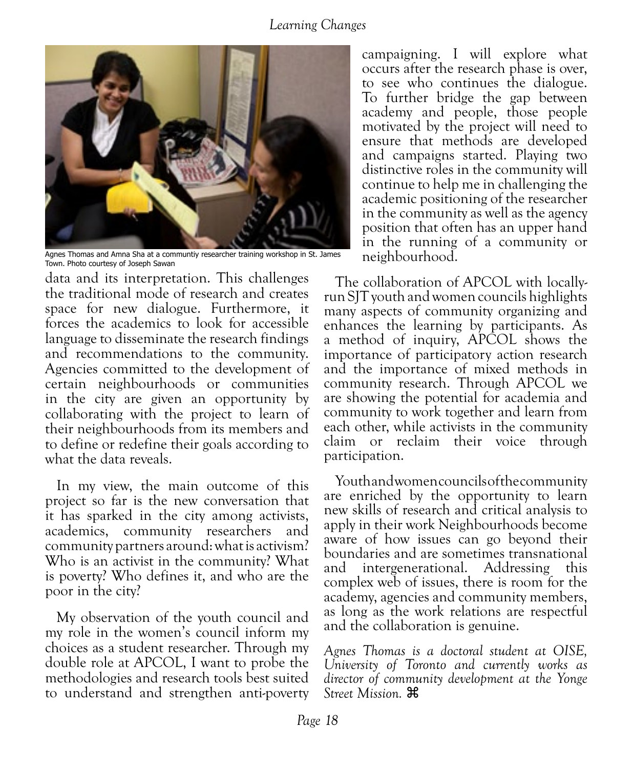Agnes Thomas and Amna Sha at a communtiy researcher training workshop in St. James Town. Photo courtesy of Joseph Sawan

data and its interpretation. This challenges the traditional mode of research and creates space for new dialogue. Furthermore, it forces the academics to look for accessible language to disseminate the research findings and recommendations to the community. Agencies committed to the development of certain neighbourhoods or communities in the city are given an opportunity by collaborating with the project to learn of their neighbourhoods from its members and to define or redefine their goals according to what the data reveals.

In my view, the main outcome of this project so far is the new conversation that it has sparked in the city among activists, academics, community researchers and community partners around: what is activism? Who is an activist in the community? What is poverty? Who defines it, and who are the poor in the city?

My observation of the youth council and my role in the women's council inform my choices as a student researcher. Through my double role at APCOL, I want to probe the methodologies and research tools best suited to understand and strengthen anti-poverty campaigning. I will explore what occurs after the research phase is over, to see who continues the dialogue. To further bridge the gap between academy and people, those people motivated by the project will need to ensure that methods are developed and campaigns started. Playing two distinctive roles in the community will continue to help me in challenging the academic positioning of the researcher in the community as well as the agency position that often has an upper hand in the running of a community or neighbourhood.

The collaboration of APCOL with locally-run SJT youth and women councils highlights many aspects of community organizing and enhances the learning by participants. As a method of inquiry, APCOL shows the importance of participatory action research and the importance of mixed methods in community research. Through APCOL we are showing the potential for academia and community to work together and learn from each other, while activists in the community claim or reclaim their voice through participation.

Youth and women councils of the community are enriched by the opportunity to learn new skills of research and critical analysis to apply in their work Neighbourhoods become aware of how issues can go beyond their boundaries and are sometimes transnational and intergenerational. Addressing this complex web of issues, there is room for the academy, agencies and community members, as long as the work relations are respectful and the collaboration is genuine.

*Agnes Thomas is a doctoral student at OISE, University of Toronto and currently works as director of community development at the Yonge Street Mission.* ⌘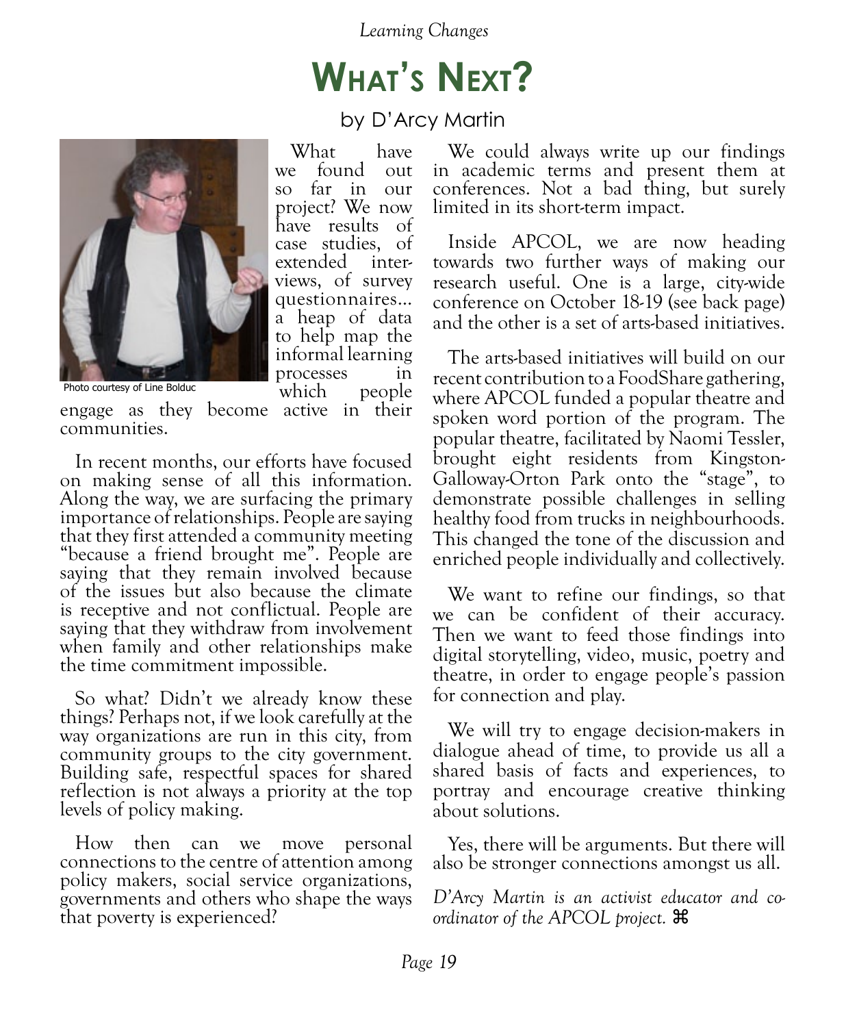# What's Next?

by D'Arcy Martin

Photo courtesy of Line Bolduc

What have we found out so far in our project? We now have results of case studies, of extended interviews, of survey questionnaires… a heap of data to help map the informal learning processes in which people engage as they become active in their communities.

In recent months, our efforts have focused on making sense of all this information. Along the way, we are surfacing the primary importance of relationships. People are saying that they first attended a community meeting "because a friend brought me". People are saying that they remain involved because of the issues but also because the climate is receptive and not conflictual. People are saying that they withdraw from involvement when family and other relationships make the time commitment impossible.

So what? Didn't we already know these things? Perhaps not, if we look carefully at the way organizations are run in this city, from community groups to the city government. Building safe, respectful spaces for shared reflection is not always a priority at the top levels of policy making.

How then can we move personal connections to the centre of attention among policy makers, social service organizations, governments and others who shape the ways that poverty is experienced?

We could always write up our findings in academic terms and present them at conferences. Not a bad thing, but surely limited in its short-term impact.

Inside APCOL, we are now heading towards two further ways of making our research useful. One is a large, city-wide conference on October 18-19 (see back page) and the other is a set of arts-based initiatives.

The arts-based initiatives will build on our recent contribution to a FoodShare gathering, where APCOL funded a popular theatre and spoken word portion of the program. The popular theatre, facilitated by Naomi Tessler, brought eight residents from Kingston-Galloway-Orton Park onto the "stage", to demonstrate possible challenges in selling healthy food from trucks in neighbourhoods. This changed the tone of the discussion and enriched people individually and collectively.

We want to refine our findings, so that we can be confident of their accuracy. Then we want to feed those findings into digital storytelling, video, music, poetry and theatre, in order to engage people's passion for connection and play.

We will try to engage decision-makers in dialogue ahead of time, to provide us all a shared basis of facts and experiences, to portray and encourage creative thinking about solutions.

Yes, there will be arguments. But there will also be stronger connections amongst us all.

*D'Arcy Martin is an activist educator and co-ordinator of the APCOL project.* ⌘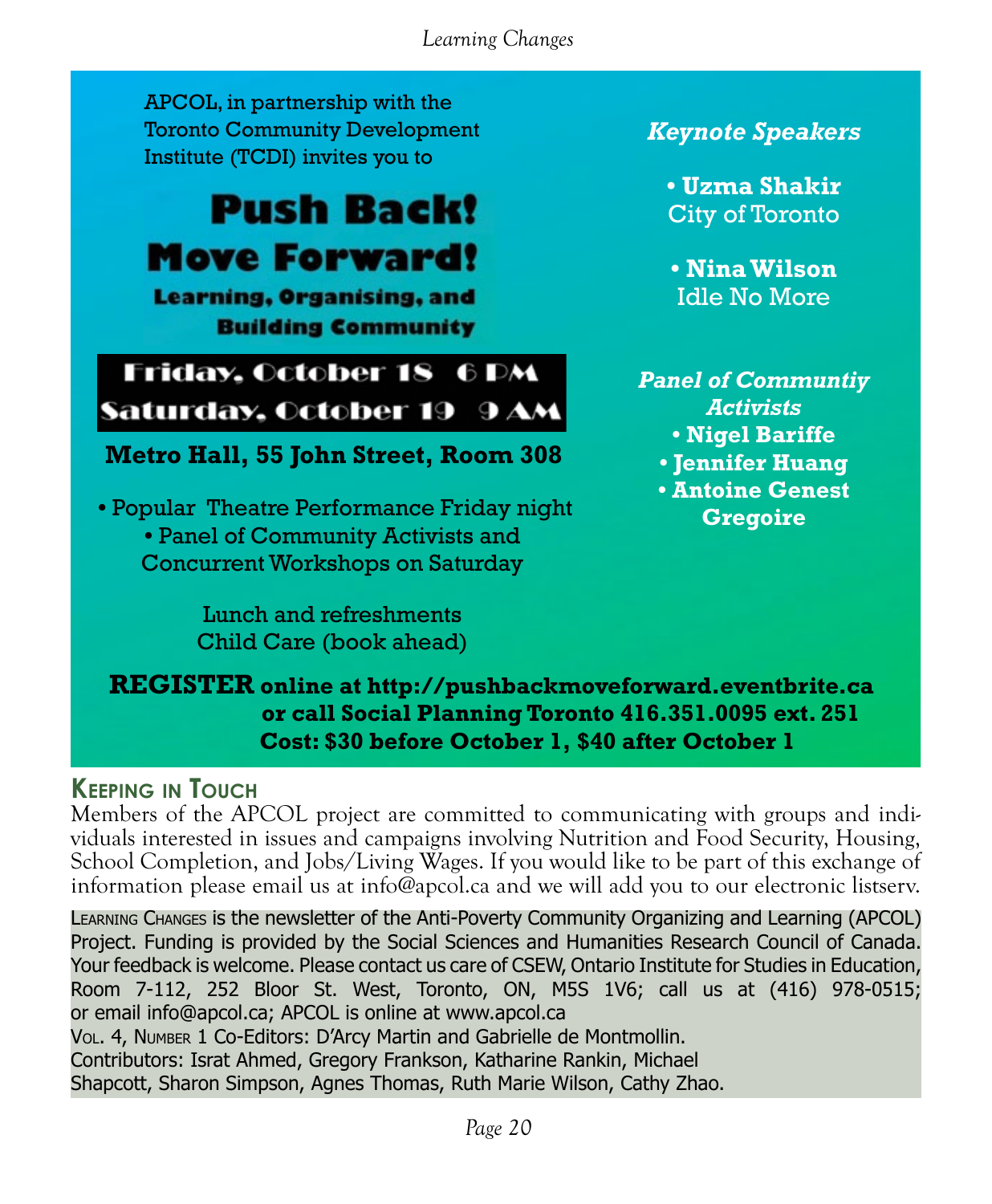APCOL, in partnership with the Toronto Community Development Institute (TCDI) invites you to

# Push Back! Move Forward!

## Learning, Organising, and Building Community

**Friday, October 18 6 PM**
**Saturday, October 19 9 AM**

**Metro Hall, 55 John Street, Room 308**

- Popular Theatre Performance Friday night
- Panel of Community Activists and Concurrent Workshops on Saturday

Lunch and refreshments
Child Care (book ahead)

***Keynote Speakers***

- **Uzma Shakir**
  City of Toronto
- **Nina Wilson**
  Idle No More

***Panel of Communtiy Activists***

- **Nigel Bariffe**
- **Jennifer Huang**
- **Antoine Genest Gregoire**

**REGISTER online at http://pushbackmoveforward.eventbrite.ca or call Social Planning Toronto 416.351.0095 ext. 251**
**Cost: $30 before October 1, $40 after October 1**

## Keeping in Touch

Members of the APCOL project are committed to communicating with groups and individuals interested in issues and campaigns involving Nutrition and Food Security, Housing, School Completion, and Jobs/Living Wages. If you would like to be part of this exchange of information please email us at info@apcol.ca and we will add you to our electronic listserv.

Learning Changes is the newsletter of the Anti-Poverty Community Organizing and Learning (APCOL) Project. Funding is provided by the Social Sciences and Humanities Research Council of Canada. Your feedback is welcome. Please contact us care of CSEW, Ontario Institute for Studies in Education, Room 7-112, 252 Bloor St. West, Toronto, ON, M5S 1V6; call us at (416) 978-0515; or email info@apcol.ca; APCOL is online at www.apcol.ca

Vol. 4, Number 1 Co-Editors: D'Arcy Martin and Gabrielle de Montmollin.
Contributors: Israt Ahmed, Gregory Frankson, Katharine Rankin, Michael Shapcott, Sharon Simpson, Agnes Thomas, Ruth Marie Wilson, Cathy Zhao.